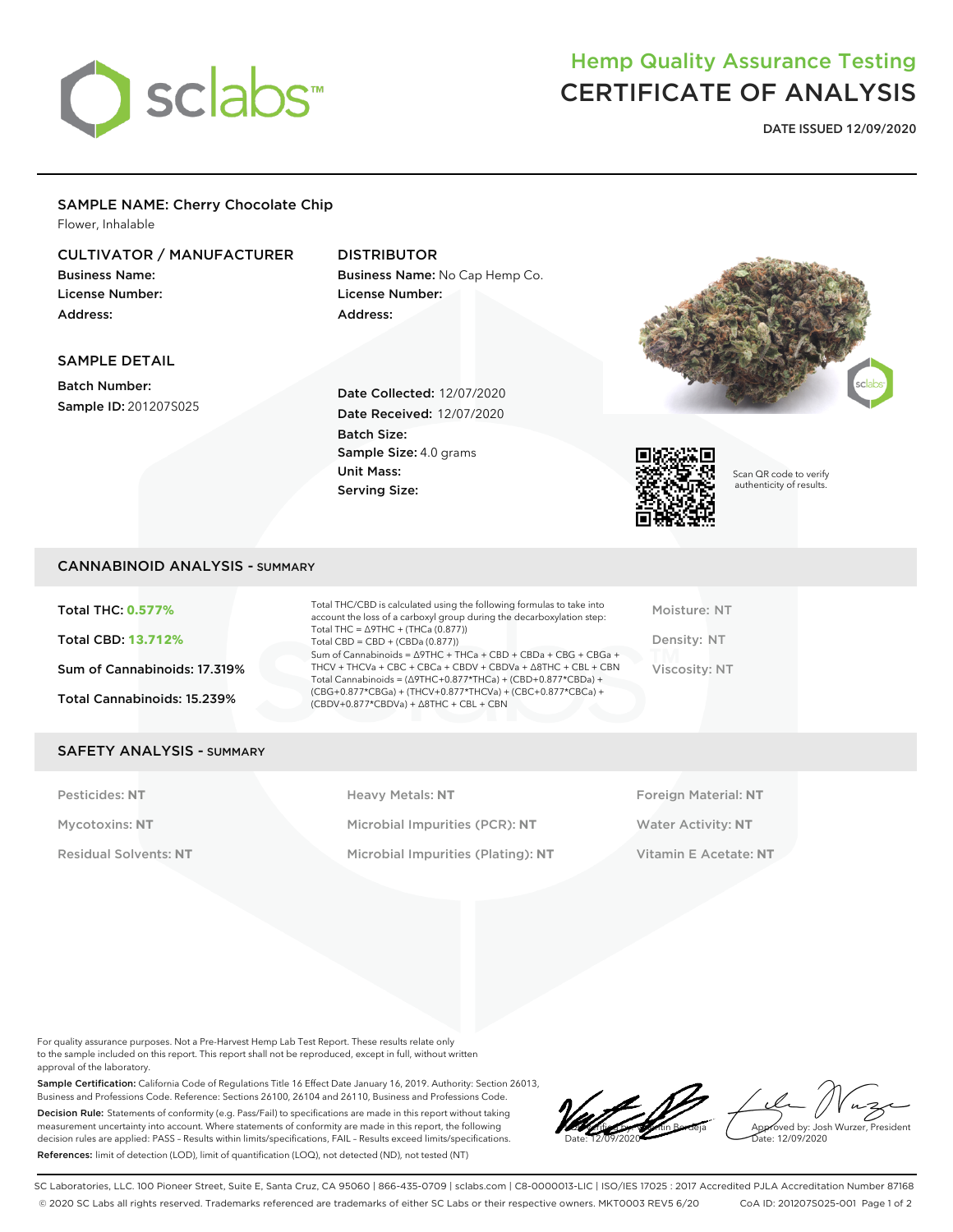# Hemp Quality Assurance Testing
# CERTIFICATE OF ANALYSIS

**DATE ISSUED 12/09/2020**

## SAMPLE NAME: Cherry Chocolate Chip

Flower, Inhalable

### CULTIVATOR / MANUFACTURER

**Business Name:**
**License Number:**
**Address:**

### DISTRIBUTOR

**Business Name:** No Cap Hemp Co.
**License Number:**
**Address:**

### SAMPLE DETAIL

**Batch Number:**
**Sample ID:** 201207S025

**Date Collected:** 12/07/2020
**Date Received:** 12/07/2020
**Batch Size:**
**Sample Size:** 4.0 grams
**Unit Mass:**
**Serving Size:**

Scan QR code to verify authenticity of results.

## CANNABINOID ANALYSIS - SUMMARY

**Total THC: 0.577%**

**Total CBD: 13.712%**

**Sum of Cannabinoids: 17.319%**

**Total Cannabinoids: 15.239%**

Total THC/CBD is calculated using the following formulas to take into account the loss of a carboxyl group during the decarboxylation step:
Total THC = Δ9THC + (THCa (0.877))
Total CBD = CBD + (CBDa (0.877))
Sum of Cannabinoids = Δ9THC + THCa + CBD + CBDa + CBG + CBGa + THCV + THCVa + CBC + CBCa + CBDV + CBDVa + Δ8THC + CBL + CBN
Total Cannabinoids = (Δ9THC+0.877*THCa) + (CBD+0.877*CBDa) + (CBG+0.877*CBGa) + (THCV+0.877*THCVa) + (CBC+0.877*CBCa) + (CBDV+0.877*CBDVa) + Δ8THC + CBL + CBN

Moisture: NT

Density: NT

Viscosity: NT

## SAFETY ANALYSIS - SUMMARY

| | | |
|---|---|---|
| Pesticides: **NT** | Heavy Metals: **NT** | Foreign Material: **NT** |
| Mycotoxins: **NT** | Microbial Impurities (PCR): **NT** | Water Activity: **NT** |
| Residual Solvents: **NT** | Microbial Impurities (Plating): **NT** | Vitamin E Acetate: **NT** |

For quality assurance purposes. Not a Pre-Harvest Hemp Lab Test Report. These results relate only to the sample included on this report. This report shall not be reproduced, except in full, without written approval of the laboratory.

**Sample Certification:** California Code of Regulations Title 16 Effect Date January 16, 2019. Authority: Section 26013, Business and Professions Code. Reference: Sections 26100, 26104 and 26110, Business and Professions Code.

**Decision Rule:** Statements of conformity (e.g. Pass/Fail) to specifications are made in this report without taking measurement uncertainty into account. Where statements of conformity are made in this report, the following decision rules are applied: PASS – Results within limits/specifications, FAIL – Results exceed limits/specifications.

**References:** limit of detection (LOD), limit of quantification (LOQ), not detected (ND), not tested (NT)

Verified by: Valentin Berdeja
Date: 12/09/2020

Approved by: Josh Wurzer, President
Date: 12/09/2020

SC Laboratories, LLC. 100 Pioneer Street, Suite E, Santa Cruz, CA 95060 | 866-435-0709 | sclabs.com | C8-0000013-LIC | ISO/IES 17025 : 2017 Accredited PJLA Accreditation Number 87168
© 2020 SC Labs all rights reserved. Trademarks referenced are trademarks of either SC Labs or their respective owners. MKT0003 REV5 6/20 CoA ID: 201207S025-001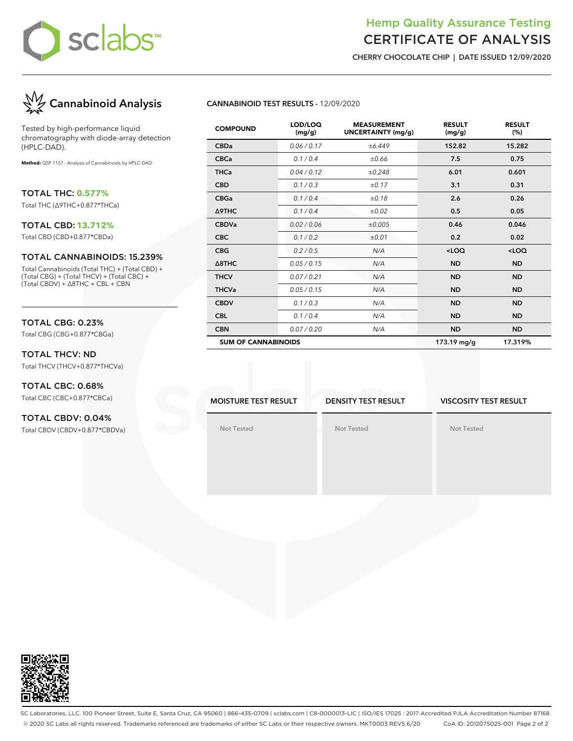# Hemp Quality Assurance Testing
## CERTIFICATE OF ANALYSIS

**CHERRY CHOCOLATE CHIP | DATE ISSUED 12/09/2020**

## Cannabinoid Analysis

Tested by high-performance liquid chromatography with diode-array detection (HPLC-DAD).

**Method:** QSP 1157 - Analysis of Cannabinoids by HPLC-DAD

**TOTAL THC: 0.577%**
Total THC (Δ9THC+0.877*THCa)

**TOTAL CBD: 13.712%**
Total CBD (CBD+0.877*CBDa)

**TOTAL CANNABINOIDS: 15.239%**
Total Cannabinoids (Total THC) + (Total CBD) + (Total CBG) + (Total THCV) + (Total CBC) + (Total CBDV) + Δ8THC + CBL + CBN

**TOTAL CBG: 0.23%**
Total CBG (CBG+0.877*CBGa)

**TOTAL THCV: ND**
Total THCV (THCV+0.877*THCVa)

**TOTAL CBC: 0.68%**
Total CBC (CBC+0.877*CBCa)

**TOTAL CBDV: 0.04%**
Total CBDV (CBDV+0.877*CBDVa)

### CANNABINOID TEST RESULTS - 12/09/2020

| COMPOUND | LOD/LOQ (mg/g) | MEASUREMENT UNCERTAINTY (mg/g) | RESULT (mg/g) | RESULT (%) |
|---|---|---|---|---|
| CBDa | 0.06 / 0.17 | ±6.449 | 152.82 | 15.282 |
| CBCa | 0.1 / 0.4 | ±0.66 | 7.5 | 0.75 |
| THCa | 0.04 / 0.12 | ±0.248 | 6.01 | 0.601 |
| CBD | 0.1 / 0.3 | ±0.17 | 3.1 | 0.31 |
| CBGa | 0.1 / 0.4 | ±0.18 | 2.6 | 0.26 |
| Δ9THC | 0.1 / 0.4 | ±0.02 | 0.5 | 0.05 |
| CBDVa | 0.02 / 0.06 | ±0.005 | 0.46 | 0.046 |
| CBC | 0.1 / 0.2 | ±0.01 | 0.2 | 0.02 |
| CBG | 0.2 / 0.5 | N/A | <LOQ | <LOQ |
| Δ8THC | 0.05 / 0.15 | N/A | ND | ND |
| THCV | 0.07 / 0.21 | N/A | ND | ND |
| THCVa | 0.05 / 0.15 | N/A | ND | ND |
| CBDV | 0.1 / 0.3 | N/A | ND | ND |
| CBL | 0.1 / 0.4 | N/A | ND | ND |
| CBN | 0.07 / 0.20 | N/A | ND | ND |
| **SUM OF CANNABINOIDS** | | | 173.19 mg/g | 17.319% |

| MOISTURE TEST RESULT | DENSITY TEST RESULT | VISCOSITY TEST RESULT |
|---|---|---|
| Not Tested | Not Tested | Not Tested |

SC Laboratories, LLC. 100 Pioneer Street, Suite E, Santa Cruz, CA 95060 | 866-435-0709 | sclabs.com | C8-0000013-LIC | ISO/IES 17025 : 2017 Accredited PJLA Accreditation Number 87168
© 2020 SC Labs all rights reserved. Trademarks referenced are trademarks of either SC Labs or their respective owners. MKT0003 REV5 6/20 CoA ID: 201207S025-001